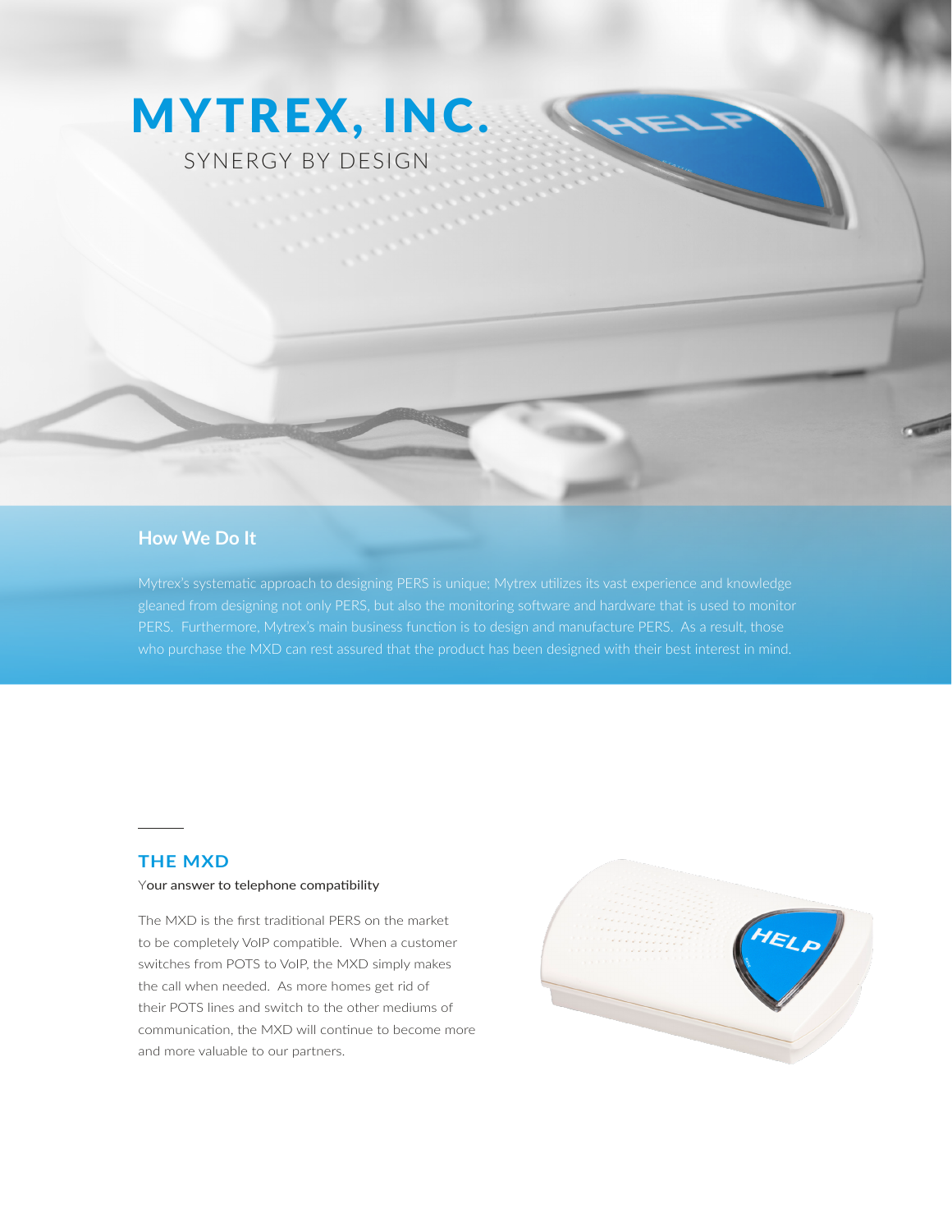# MYTREX, INC.

SYNERGY BY DESIGN

## How We Do It

Mytrex's systematic approach to designing PERS is unique; Mytrex utilizes its vast experience and knowledge gleaned from designing not only PERS, but also the monitoring software and hardware that is used to monitor PERS. Furthermore, Mytrex's main business function is to design and manufacture PERS. As a result, those who purchase the MXD can rest assured that the product has been designed with their best interest in mind.

## THE MXD

Your answer to telephone compatibility

The MXD is the first traditional PERS on the market to be completely VoIP compatible. When a customer switches from POTS to VoIP, the MXD simply makes the call when needed. As more homes get rid of their POTS lines and switch to the other mediums of communication, the MXD will continue to become more and more valuable to our partners.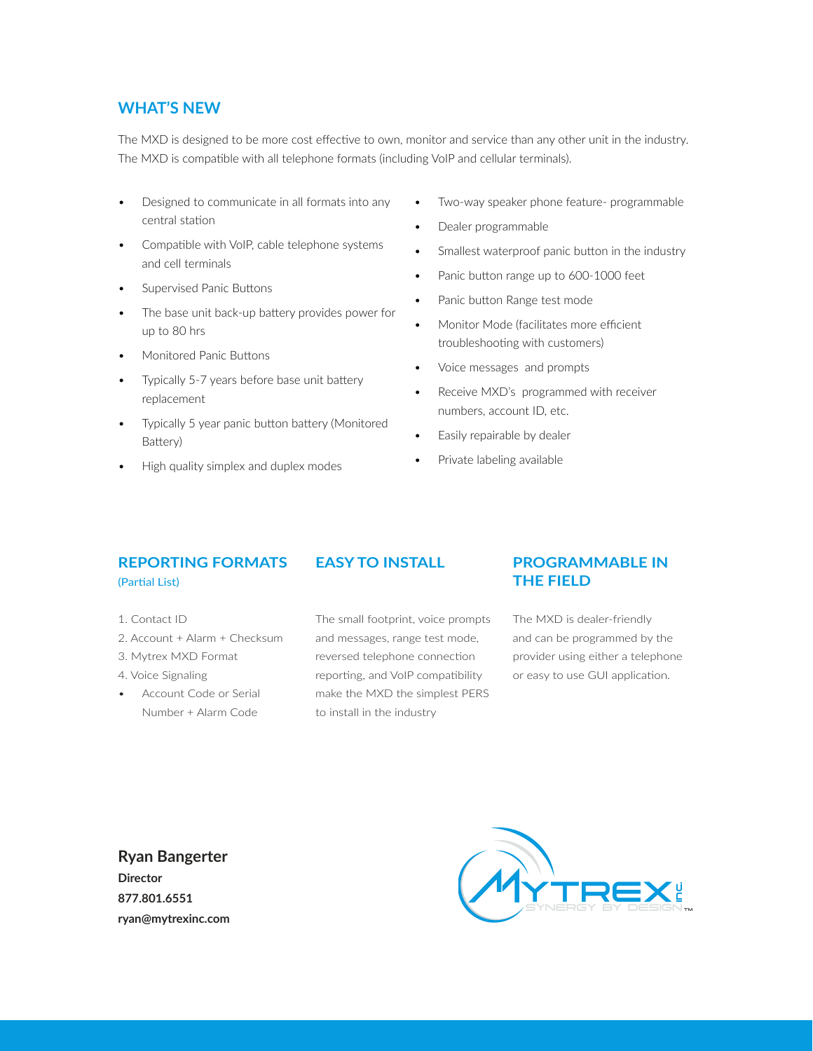## WHAT'S NEW

The MXD is designed to be more cost effective to own, monitor and service than any other unit in the industry. The MXD is compatible with all telephone formats (including VoIP and cellular terminals).

- Designed to communicate in all formats into any central station
- Compatible with VoIP, cable telephone systems and cell terminals
- Supervised Panic Buttons
- The base unit back-up battery provides power for up to 80 hrs
- Monitored Panic Buttons
- Typically 5-7 years before base unit battery replacement
- Typically 5 year panic button battery (Monitored Battery)
- High quality simplex and duplex modes
- Two-way speaker phone feature- programmable
- Dealer programmable
- Smallest waterproof panic button in the industry
- Panic button range up to 600-1000 feet
- Panic button Range test mode
- Monitor Mode (facilitates more efficient troubleshooting with customers)
- Voice messages and prompts
- Receive MXD's programmed with receiver numbers, account ID, etc.
- Easily repairable by dealer
- Private labeling available

## REPORTING FORMATS

(Partial List)

1. Contact ID
2. Account + Alarm + Checksum
3. Mytrex MXD Format
4. Voice Signaling

- Account Code or Serial Number + Alarm Code

## EASY TO INSTALL

The small footprint, voice prompts and messages, range test mode, reversed telephone connection reporting, and VoIP compatibility make the MXD the simplest PERS to install in the industry

## PROGRAMMABLE IN THE FIELD

The MXD is dealer-friendly and can be programmed by the provider using either a telephone or easy to use GUI application.

**Ryan Bangerter**
**Director**
**877.801.6551**
**ryan@mytrexinc.com**

MYTREX Inc.
SYNERGY BY DESIGN™